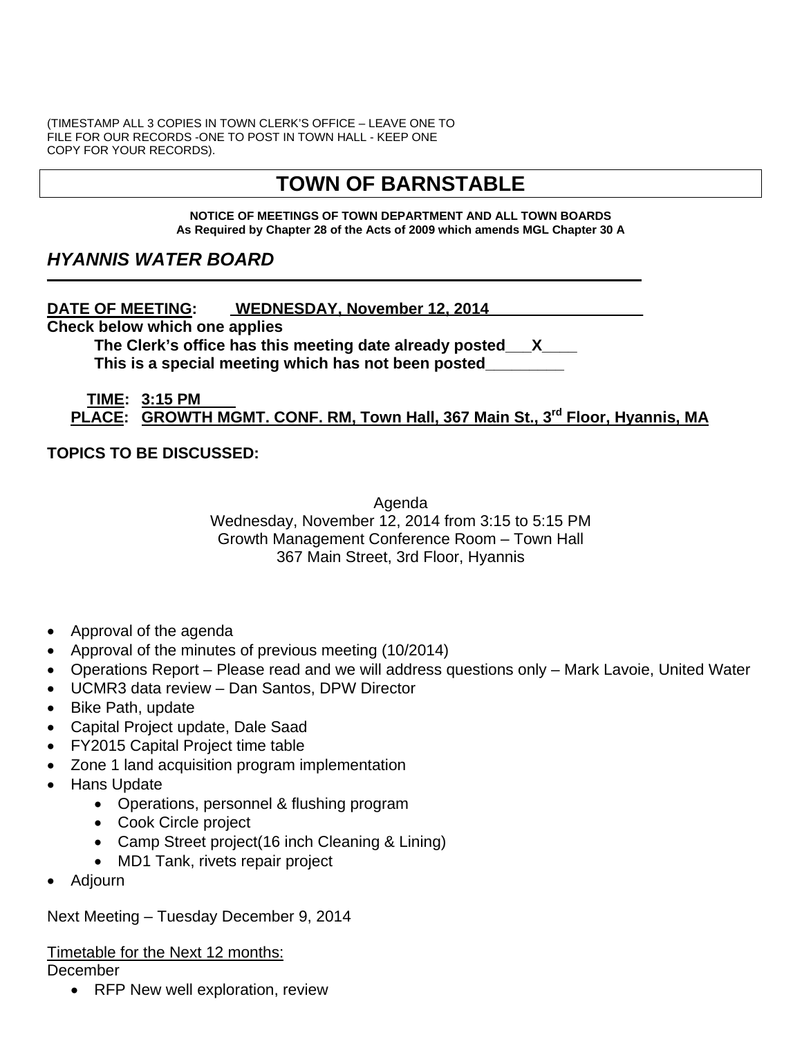(TIMESTAMP ALL 3 COPIES IN TOWN CLERK'S OFFICE – LEAVE ONE TO FILE FOR OUR RECORDS -ONE TO POST IN TOWN HALL - KEEP ONE COPY FOR YOUR RECORDS).

# TOWN OF BARNSTABLE

**NOTICE OF MEETINGS OF TOWN DEPARTMENT AND ALL TOWN BOARDS**
**As Required by Chapter 28 of the Acts of 2009 which amends MGL Chapter 30 A**

## *HYANNIS WATER BOARD*

**DATE OF MEETING: WEDNESDAY, November 12, 2014**

**Check below which one applies**

**The Clerk's office has this meeting date already posted___X____**
**This is a special meeting which has not been posted________**

**TIME: 3:15 PM**
**PLACE: GROWTH MGMT. CONF. RM, Town Hall, 367 Main St., 3rd Floor, Hyannis, MA**

**TOPICS TO BE DISCUSSED:**

Agenda
Wednesday, November 12, 2014 from 3:15 to 5:15 PM
Growth Management Conference Room – Town Hall
367 Main Street, 3rd Floor, Hyannis

- Approval of the agenda
- Approval of the minutes of previous meeting (10/2014)
- Operations Report – Please read and we will address questions only – Mark Lavoie, United Water
- UCMR3 data review – Dan Santos, DPW Director
- Bike Path, update
- Capital Project update, Dale Saad
- FY2015 Capital Project time table
- Zone 1 land acquisition program implementation
- Hans Update
  - Operations, personnel & flushing program
  - Cook Circle project
  - Camp Street project(16 inch Cleaning & Lining)
  - MD1 Tank, rivets repair project
- Adjourn

Next Meeting – Tuesday December 9, 2014

Timetable for the Next 12 months:

December

- RFP New well exploration, review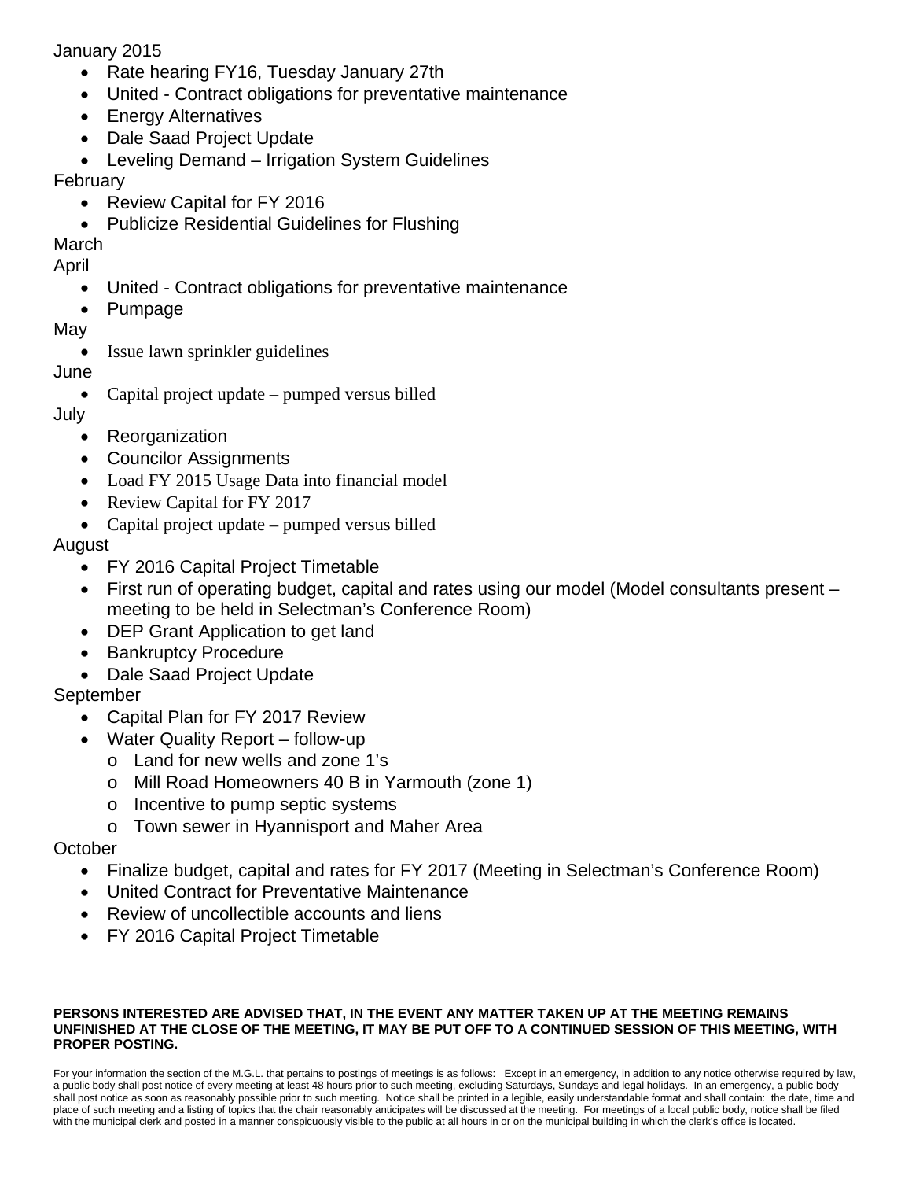January 2015

- Rate hearing FY16, Tuesday January 27th
- United - Contract obligations for preventative maintenance
- Energy Alternatives
- Dale Saad Project Update
- Leveling Demand – Irrigation System Guidelines

February

- Review Capital for FY 2016
- Publicize Residential Guidelines for Flushing

March

April

- United - Contract obligations for preventative maintenance
- Pumpage

May

- Issue lawn sprinkler guidelines

June

- Capital project update – pumped versus billed

July

- Reorganization
- Councilor Assignments
- Load FY 2015 Usage Data into financial model
- Review Capital for FY 2017
- Capital project update – pumped versus billed

August

- FY 2016 Capital Project Timetable
- First run of operating budget, capital and rates using our model (Model consultants present – meeting to be held in Selectman's Conference Room)
- DEP Grant Application to get land
- Bankruptcy Procedure
- Dale Saad Project Update

September

- Capital Plan for FY 2017 Review
- Water Quality Report – follow-up
  - Land for new wells and zone 1's
  - Mill Road Homeowners 40 B in Yarmouth (zone 1)
  - Incentive to pump septic systems
  - Town sewer in Hyannisport and Maher Area

October

- Finalize budget, capital and rates for FY 2017 (Meeting in Selectman's Conference Room)
- United Contract for Preventative Maintenance
- Review of uncollectible accounts and liens
- FY 2016 Capital Project Timetable

**PERSONS INTERESTED ARE ADVISED THAT, IN THE EVENT ANY MATTER TAKEN UP AT THE MEETING REMAINS UNFINISHED AT THE CLOSE OF THE MEETING, IT MAY BE PUT OFF TO A CONTINUED SESSION OF THIS MEETING, WITH PROPER POSTING.**

---

For your information the section of the M.G.L. that pertains to postings of meetings is as follows: Except in an emergency, in addition to any notice otherwise required by law, a public body shall post notice of every meeting at least 48 hours prior to such meeting, excluding Saturdays, Sundays and legal holidays. In an emergency, a public body shall post notice as soon as reasonably possible prior to such meeting. Notice shall be printed in a legible, easily understandable format and shall contain: the date, time and place of such meeting and a listing of topics that the chair reasonably anticipates will be discussed at the meeting. For meetings of a local public body, notice shall be filed with the municipal clerk and posted in a manner conspicuously visible to the public at all hours in or on the municipal building in which the clerk's office is located.